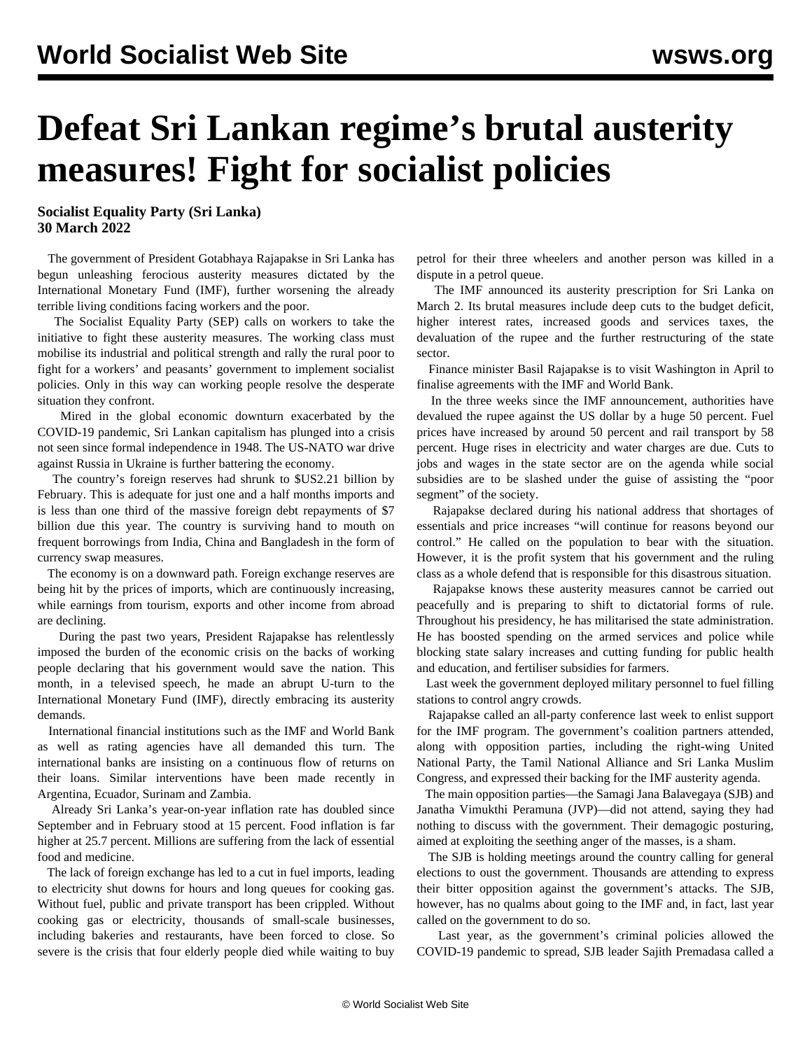# Defeat Sri Lankan regime's brutal austerity measures! Fight for socialist policies

**Socialist Equality Party (Sri Lanka)**
**30 March 2022**

The government of President Gotabhaya Rajapakse in Sri Lanka has begun unleashing ferocious austerity measures dictated by the International Monetary Fund (IMF), further worsening the already terrible living conditions facing workers and the poor.

The Socialist Equality Party (SEP) calls on workers to take the initiative to fight these austerity measures. The working class must mobilise its industrial and political strength and rally the rural poor to fight for a workers' and peasants' government to implement socialist policies. Only in this way can working people resolve the desperate situation they confront.

Mired in the global economic downturn exacerbated by the COVID-19 pandemic, Sri Lankan capitalism has plunged into a crisis not seen since formal independence in 1948. The US-NATO war drive against Russia in Ukraine is further battering the economy.

The country's foreign reserves had shrunk to $US2.21 billion by February. This is adequate for just one and a half months imports and is less than one third of the massive foreign debt repayments of $7 billion due this year. The country is surviving hand to mouth on frequent borrowings from India, China and Bangladesh in the form of currency swap measures.

The economy is on a downward path. Foreign exchange reserves are being hit by the prices of imports, which are continuously increasing, while earnings from tourism, exports and other income from abroad are declining.

During the past two years, President Rajapakse has relentlessly imposed the burden of the economic crisis on the backs of working people declaring that his government would save the nation. This month, in a televised speech, he made an abrupt U-turn to the International Monetary Fund (IMF), directly embracing its austerity demands.

International financial institutions such as the IMF and World Bank as well as rating agencies have all demanded this turn. The international banks are insisting on a continuous flow of returns on their loans. Similar interventions have been made recently in Argentina, Ecuador, Surinam and Zambia.

Already Sri Lanka's year-on-year inflation rate has doubled since September and in February stood at 15 percent. Food inflation is far higher at 25.7 percent. Millions are suffering from the lack of essential food and medicine.

The lack of foreign exchange has led to a cut in fuel imports, leading to electricity shut downs for hours and long queues for cooking gas. Without fuel, public and private transport has been crippled. Without cooking gas or electricity, thousands of small-scale businesses, including bakeries and restaurants, have been forced to close. So severe is the crisis that four elderly people died while waiting to buy petrol for their three wheelers and another person was killed in a dispute in a petrol queue.

The IMF announced its austerity prescription for Sri Lanka on March 2. Its brutal measures include deep cuts to the budget deficit, higher interest rates, increased goods and services taxes, the devaluation of the rupee and the further restructuring of the state sector.

Finance minister Basil Rajapakse is to visit Washington in April to finalise agreements with the IMF and World Bank.

In the three weeks since the IMF announcement, authorities have devalued the rupee against the US dollar by a huge 50 percent. Fuel prices have increased by around 50 percent and rail transport by 58 percent. Huge rises in electricity and water charges are due. Cuts to jobs and wages in the state sector are on the agenda while social subsidies are to be slashed under the guise of assisting the "poor segment" of the society.

Rajapakse declared during his national address that shortages of essentials and price increases "will continue for reasons beyond our control." He called on the population to bear with the situation. However, it is the profit system that his government and the ruling class as a whole defend that is responsible for this disastrous situation.

Rajapakse knows these austerity measures cannot be carried out peacefully and is preparing to shift to dictatorial forms of rule. Throughout his presidency, he has militarised the state administration. He has boosted spending on the armed services and police while blocking state salary increases and cutting funding for public health and education, and fertiliser subsidies for farmers.

Last week the government deployed military personnel to fuel filling stations to control angry crowds.

Rajapakse called an all-party conference last week to enlist support for the IMF program. The government's coalition partners attended, along with opposition parties, including the right-wing United National Party, the Tamil National Alliance and Sri Lanka Muslim Congress, and expressed their backing for the IMF austerity agenda.

The main opposition parties—the Samagi Jana Balavegaya (SJB) and Janatha Vimukthi Peramuna (JVP)—did not attend, saying they had nothing to discuss with the government. Their demagogic posturing, aimed at exploiting the seething anger of the masses, is a sham.

The SJB is holding meetings around the country calling for general elections to oust the government. Thousands are attending to express their bitter opposition against the government's attacks. The SJB, however, has no qualms about going to the IMF and, in fact, last year called on the government to do so.

Last year, as the government's criminal policies allowed the COVID-19 pandemic to spread, SJB leader Sajith Premadasa called a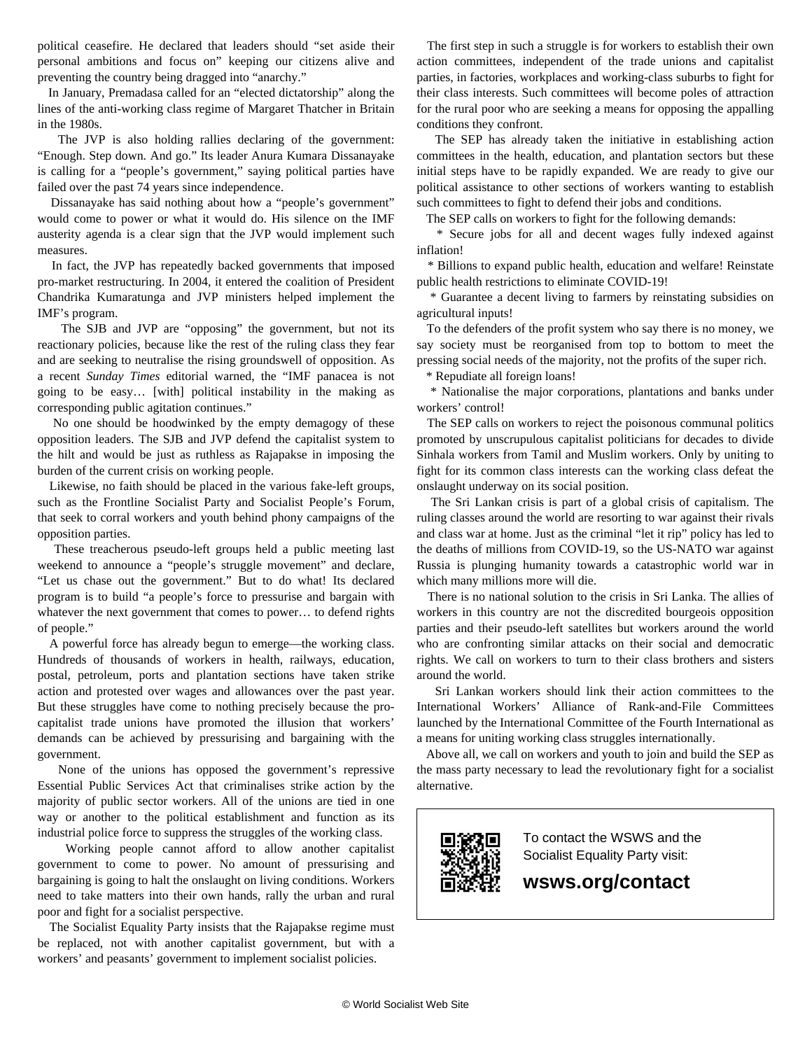political ceasefire. He declared that leaders should "set aside their personal ambitions and focus on" keeping our citizens alive and preventing the country being dragged into "anarchy."

In January, Premadasa called for an "elected dictatorship" along the lines of the anti-working class regime of Margaret Thatcher in Britain in the 1980s.

The JVP is also holding rallies declaring of the government: "Enough. Step down. And go." Its leader Anura Kumara Dissanayake is calling for a "people's government," saying political parties have failed over the past 74 years since independence.

Dissanayake has said nothing about how a "people's government" would come to power or what it would do. His silence on the IMF austerity agenda is a clear sign that the JVP would implement such measures.

In fact, the JVP has repeatedly backed governments that imposed pro-market restructuring. In 2004, it entered the coalition of President Chandrika Kumaratunga and JVP ministers helped implement the IMF's program.

The SJB and JVP are "opposing" the government, but not its reactionary policies, because like the rest of the ruling class they fear and are seeking to neutralise the rising groundswell of opposition. As a recent *Sunday Times* editorial warned, the "IMF panacea is not going to be easy… [with] political instability in the making as corresponding public agitation continues."

No one should be hoodwinked by the empty demagogy of these opposition leaders. The SJB and JVP defend the capitalist system to the hilt and would be just as ruthless as Rajapakse in imposing the burden of the current crisis on working people.

Likewise, no faith should be placed in the various fake-left groups, such as the Frontline Socialist Party and Socialist People's Forum, that seek to corral workers and youth behind phony campaigns of the opposition parties.

These treacherous pseudo-left groups held a public meeting last weekend to announce a "people's struggle movement" and declare, "Let us chase out the government." But to do what! Its declared program is to build "a people's force to pressurise and bargain with whatever the next government that comes to power… to defend rights of people."

A powerful force has already begun to emerge—the working class. Hundreds of thousands of workers in health, railways, education, postal, petroleum, ports and plantation sections have taken strike action and protested over wages and allowances over the past year. But these struggles have come to nothing precisely because the pro-capitalist trade unions have promoted the illusion that workers' demands can be achieved by pressurising and bargaining with the government.

None of the unions has opposed the government's repressive Essential Public Services Act that criminalises strike action by the majority of public sector workers. All of the unions are tied in one way or another to the political establishment and function as its industrial police force to suppress the struggles of the working class.

Working people cannot afford to allow another capitalist government to come to power. No amount of pressurising and bargaining is going to halt the onslaught on living conditions. Workers need to take matters into their own hands, rally the urban and rural poor and fight for a socialist perspective.

The Socialist Equality Party insists that the Rajapakse regime must be replaced, not with another capitalist government, but with a workers' and peasants' government to implement socialist policies.

The first step in such a struggle is for workers to establish their own action committees, independent of the trade unions and capitalist parties, in factories, workplaces and working-class suburbs to fight for their class interests. Such committees will become poles of attraction for the rural poor who are seeking a means for opposing the appalling conditions they confront.

The SEP has already taken the initiative in establishing action committees in the health, education, and plantation sectors but these initial steps have to be rapidly expanded. We are ready to give our political assistance to other sections of workers wanting to establish such committees to fight to defend their jobs and conditions.

The SEP calls on workers to fight for the following demands:

* Secure jobs for all and decent wages fully indexed against inflation!

* Billions to expand public health, education and welfare! Reinstate public health restrictions to eliminate COVID-19!

* Guarantee a decent living to farmers by reinstating subsidies on agricultural inputs!

To the defenders of the profit system who say there is no money, we say society must be reorganised from top to bottom to meet the pressing social needs of the majority, not the profits of the super rich.

* Repudiate all foreign loans!

* Nationalise the major corporations, plantations and banks under workers' control!

The SEP calls on workers to reject the poisonous communal politics promoted by unscrupulous capitalist politicians for decades to divide Sinhala workers from Tamil and Muslim workers. Only by uniting to fight for its common class interests can the working class defeat the onslaught underway on its social position.

The Sri Lankan crisis is part of a global crisis of capitalism. The ruling classes around the world are resorting to war against their rivals and class war at home. Just as the criminal "let it rip" policy has led to the deaths of millions from COVID-19, so the US-NATO war against Russia is plunging humanity towards a catastrophic world war in which many millions more will die.

There is no national solution to the crisis in Sri Lanka. The allies of workers in this country are not the discredited bourgeois opposition parties and their pseudo-left satellites but workers around the world who are confronting similar attacks on their social and democratic rights. We call on workers to turn to their class brothers and sisters around the world.

Sri Lankan workers should link their action committees to the International Workers' Alliance of Rank-and-File Committees launched by the International Committee of the Fourth International as a means for uniting working class struggles internationally.

Above all, we call on workers and youth to join and build the SEP as the mass party necessary to lead the revolutionary fight for a socialist alternative.

To contact the WSWS and the Socialist Equality Party visit:

**wsws.org/contact**